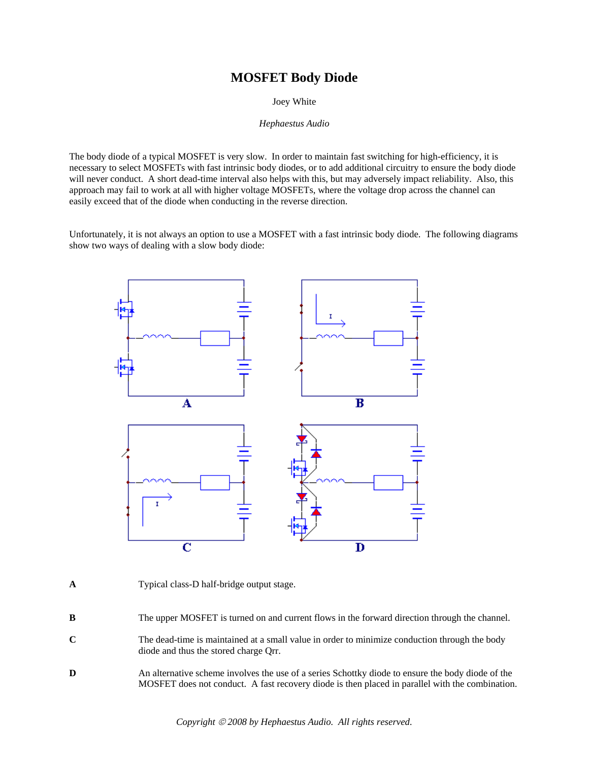# MOSFET Body Diode

Joey White

*Hephaestus Audio*

The body diode of a typical MOSFET is very slow. In order to maintain fast switching for high-efficiency, it is necessary to select MOSFETs with fast intrinsic body diodes, or to add additional circuitry to ensure the body diode will never conduct. A short dead-time interval also helps with this, but may adversely impact reliability. Also, this approach may fail to work at all with higher voltage MOSFETs, where the voltage drop across the channel can easily exceed that of the diode when conducting in the reverse direction.

Unfortunately, it is not always an option to use a MOSFET with a fast intrinsic body diode. The following diagrams show two ways of dealing with a slow body diode:

A

I

B

I

C

D

| | |
|---|---|
| **A** | Typical class-D half-bridge output stage. |
| **B** | The upper MOSFET is turned on and current flows in the forward direction through the channel. |
| **C** | The dead-time is maintained at a small value in order to minimize conduction through the body diode and thus the stored charge Qrr. |
| **D** | An alternative scheme involves the use of a series Schottky diode to ensure the body diode of the MOSFET does not conduct. A fast recovery diode is then placed in parallel with the combination. |

*Copyright © 2008 by Hephaestus Audio. All rights reserved.*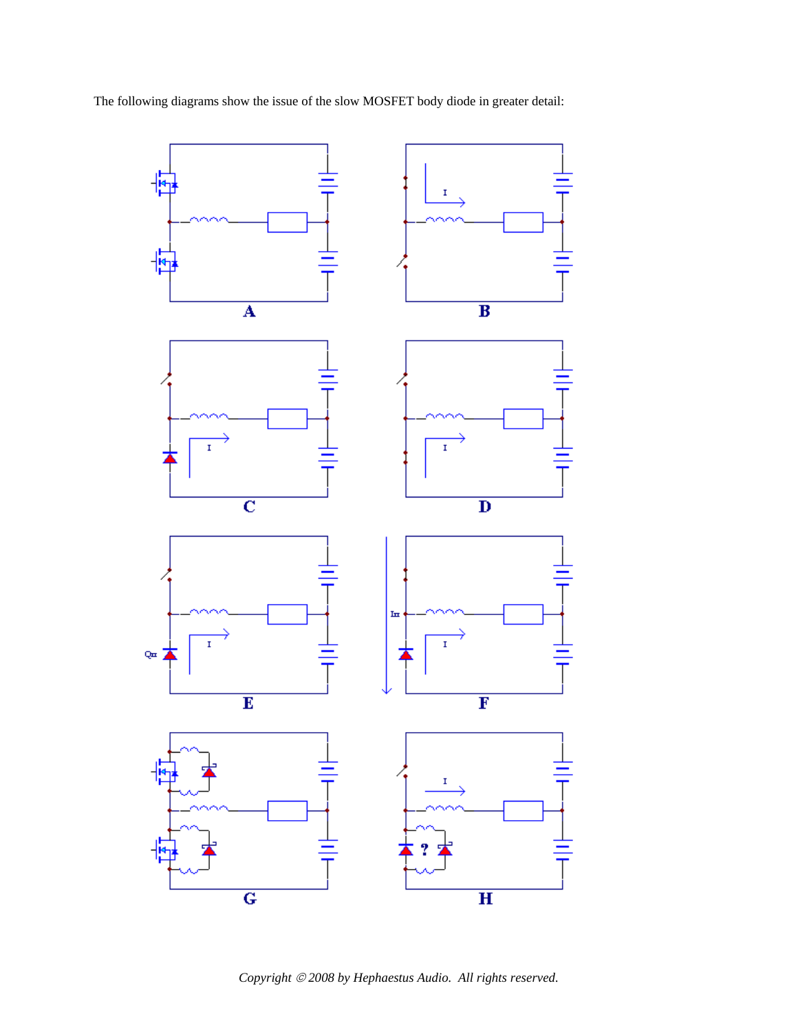The following diagrams show the issue of the slow MOSFET body diode in greater detail:

A

B

I

C

I

D

I

E

Qrr

I

F

Irr

I

G

H

I

?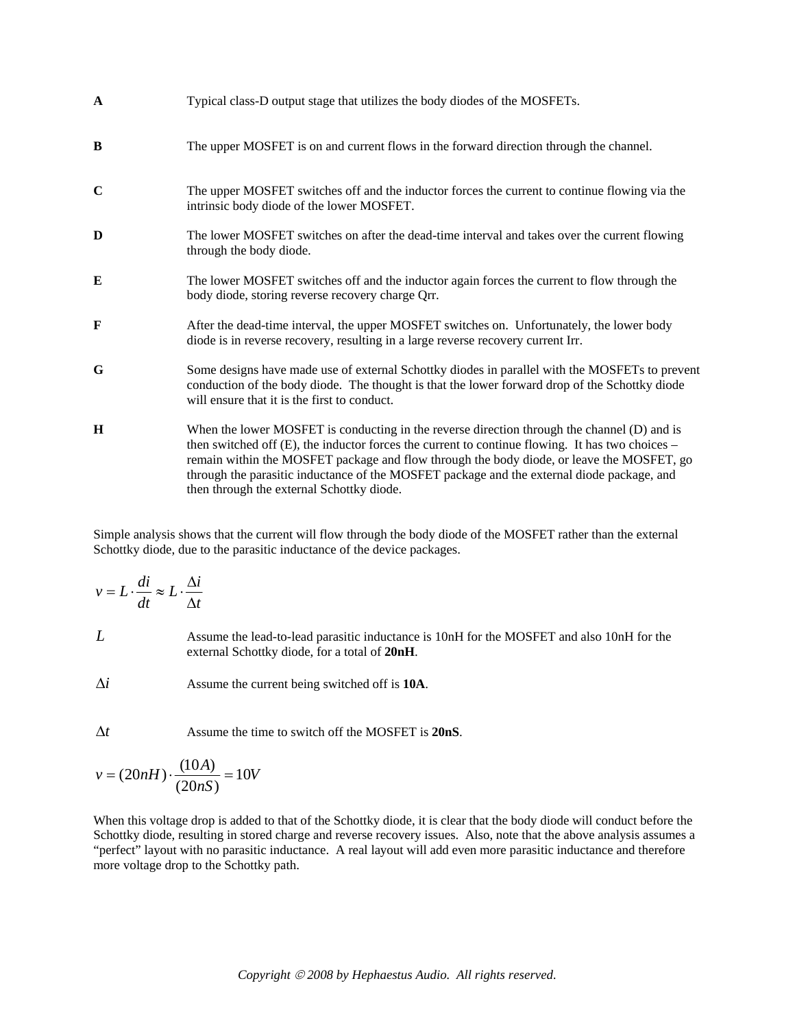| | |
|---|---|
| **A** | Typical class-D output stage that utilizes the body diodes of the MOSFETs. |
| **B** | The upper MOSFET is on and current flows in the forward direction through the channel. |
| **C** | The upper MOSFET switches off and the inductor forces the current to continue flowing via the intrinsic body diode of the lower MOSFET. |
| **D** | The lower MOSFET switches on after the dead-time interval and takes over the current flowing through the body diode. |
| **E** | The lower MOSFET switches off and the inductor again forces the current to flow through the body diode, storing reverse recovery charge Qrr. |
| **F** | After the dead-time interval, the upper MOSFET switches on. Unfortunately, the lower body diode is in reverse recovery, resulting in a large reverse recovery current Irr. |
| **G** | Some designs have made use of external Schottky diodes in parallel with the MOSFETs to prevent conduction of the body diode. The thought is that the lower forward drop of the Schottky diode will ensure that it is the first to conduct. |
| **H** | When the lower MOSFET is conducting in the reverse direction through the channel (D) and is then switched off (E), the inductor forces the current to continue flowing. It has two choices – remain within the MOSFET package and flow through the body diode, or leave the MOSFET, go through the parasitic inductance of the MOSFET package and the external diode package, and then through the external Schottky diode. |

Simple analysis shows that the current will flow through the body diode of the MOSFET rather than the external Schottky diode, due to the parasitic inductance of the device packages.

$$v = L \cdot \frac{di}{dt} \approx L \cdot \frac{\Delta i}{\Delta t}$$

| | |
|---|---|
| $L$ | Assume the lead-to-lead parasitic inductance is 10nH for the MOSFET and also 10nH for the external Schottky diode, for a total of **20nH**. |
| $\Delta i$ | Assume the current being switched off is **10A**. |
| $\Delta t$ | Assume the time to switch off the MOSFET is **20nS**. |

$$v = (20nH) \cdot \frac{(10A)}{(20nS)} = 10V$$

When this voltage drop is added to that of the Schottky diode, it is clear that the body diode will conduct before the Schottky diode, resulting in stored charge and reverse recovery issues. Also, note that the above analysis assumes a "perfect" layout with no parasitic inductance. A real layout will add even more parasitic inductance and therefore more voltage drop to the Schottky path.

*Copyright © 2008 by Hephaestus Audio. All rights reserved.*